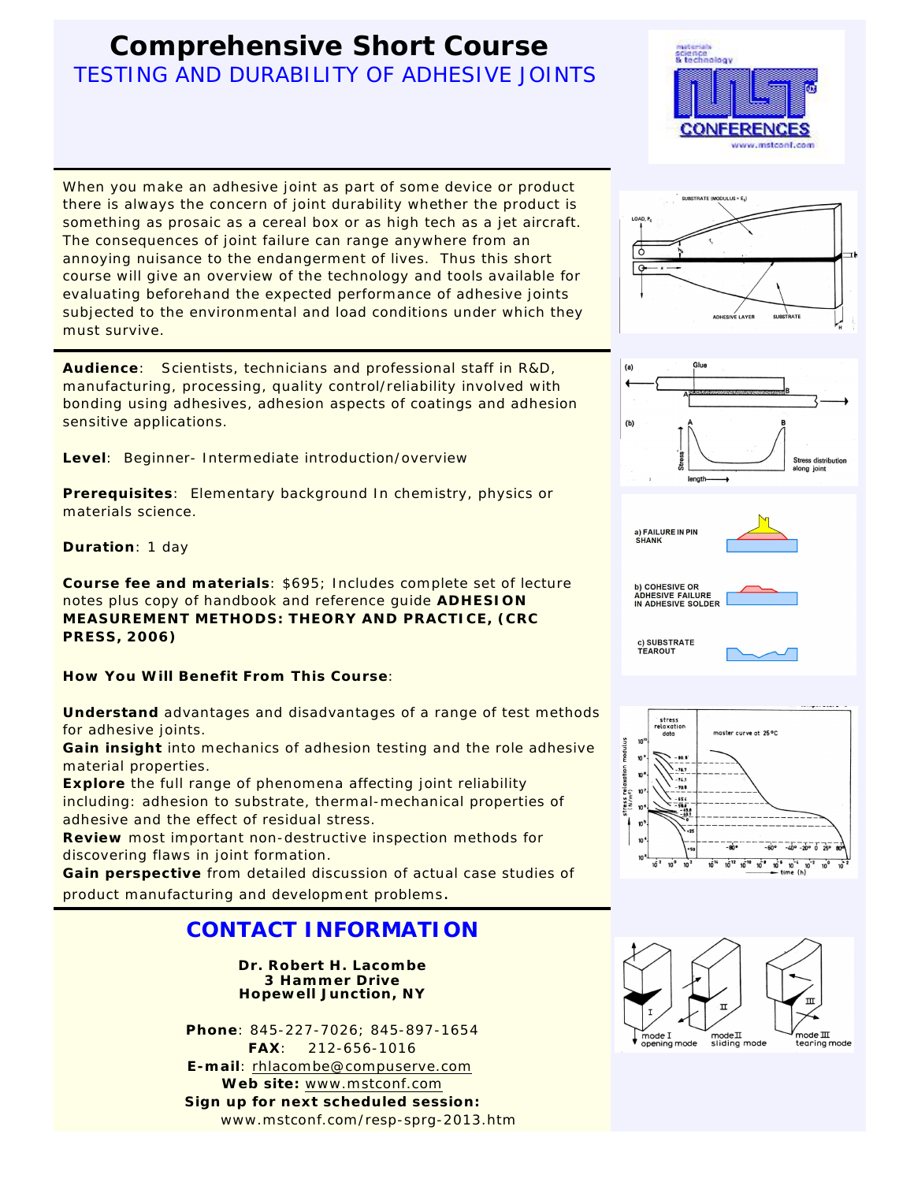# Comprehensive Short Course

## TESTING AND DURABILITY OF ADHESIVE JOINTS

When you make an adhesive joint as part of some device or product there is always the concern of joint durability whether the product is something as prosaic as a cereal box or as high tech as a jet aircraft. The consequences of joint failure can range anywhere from an annoying nuisance to the endangerment of lives. Thus this short course will give an overview of the technology and tools available for evaluating beforehand the expected performance of adhesive joints subjected to the environmental and load conditions under which they must survive.

**Audience**: Scientists, technicians and professional staff in R&D, manufacturing, processing, quality control/reliability involved with bonding using adhesives, adhesion aspects of coatings and adhesion sensitive applications.

**Level**: Beginner- Intermediate introduction/overview

**Prerequisites**: Elementary background In chemistry, physics or materials science.

**Duration**: 1 day

**Course fee and materials**: $695; Includes complete set of lecture notes plus copy of handbook and reference guide **ADHESION MEASUREMENT METHODS: THEORY AND PRACTICE, (CRC PRESS, 2006)**

**How You Will Benefit From This Course**:

**Understand** advantages and disadvantages of a range of test methods for adhesive joints.
**Gain insight** into mechanics of adhesion testing and the role adhesive material properties.
**Explore** the full range of phenomena affecting joint reliability including: adhesion to substrate, thermal-mechanical properties of adhesive and the effect of residual stress.
**Review** most important non-destructive inspection methods for discovering flaws in joint formation.
**Gain perspective** from detailed discussion of actual case studies of product manufacturing and development problems.

## CONTACT INFORMATION

**Dr. Robert H. Lacombe**
**3 Hammer Drive**
**Hopewell Junction, NY**

**Phone**: 845-227-7026; 845-897-1654
**FAX**: 212-656-1016
**E-mail**: rhlacombe@compuserve.com
**Web site:** www.mstconf.com
**Sign up for next scheduled session:**
www.mstconf.com/resp-sprg-2013.htm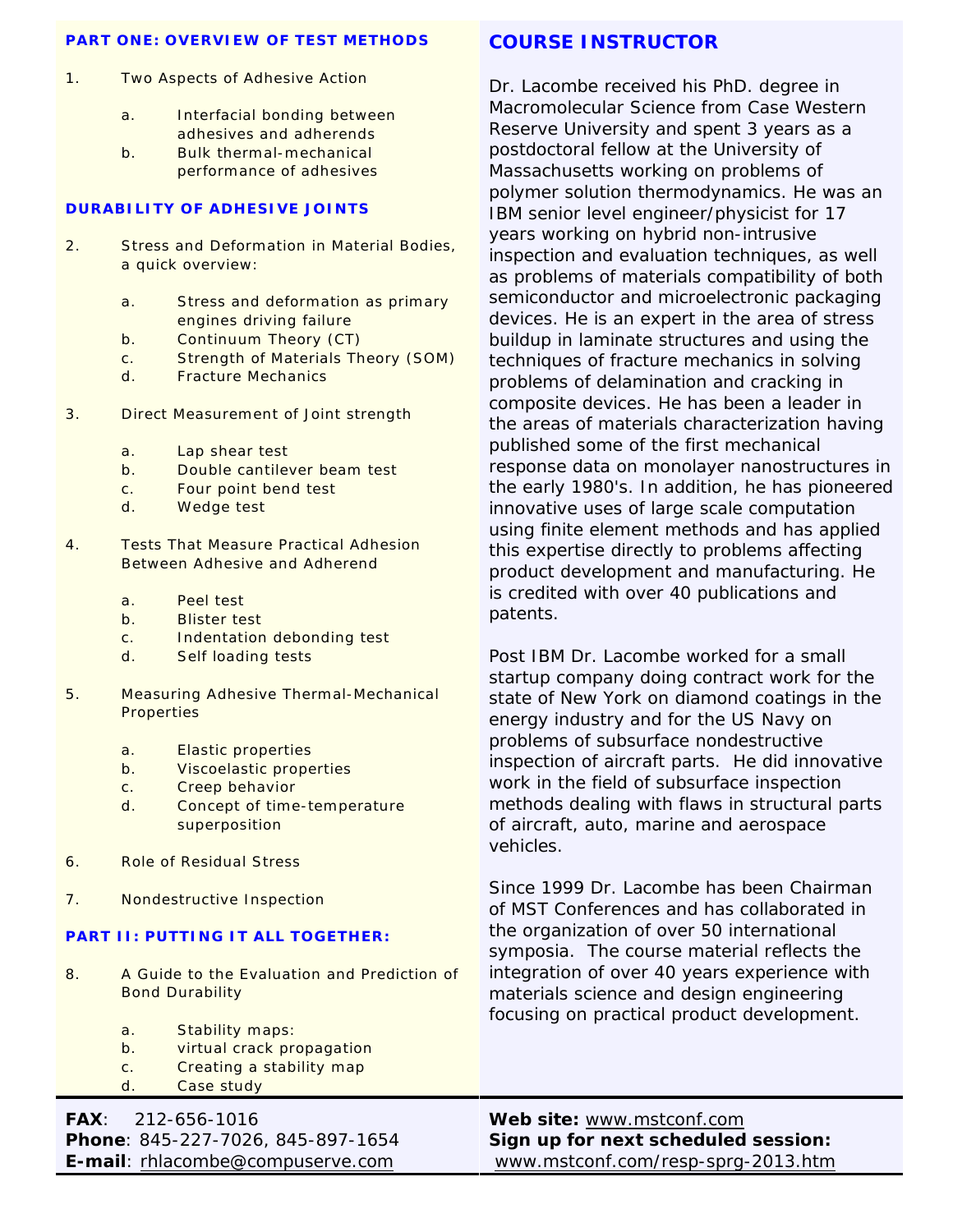## PART ONE: OVERVIEW OF TEST METHODS

1. Two Aspects of Adhesive Action
   - a. Interfacial bonding between adhesives and adherends
   - b. Bulk thermal-mechanical performance of adhesives

### DURABILITY OF ADHESIVE JOINTS

2. Stress and Deformation in Material Bodies, a quick overview:
   - a. Stress and deformation as primary engines driving failure
   - b. Continuum Theory (CT)
   - c. Strength of Materials Theory (SOM)
   - d. Fracture Mechanics

3. Direct Measurement of Joint strength
   - a. Lap shear test
   - b. Double cantilever beam test
   - c. Four point bend test
   - d. Wedge test

4. Tests That Measure Practical Adhesion Between Adhesive and Adherend
   - a. Peel test
   - b. Blister test
   - c. Indentation debonding test
   - d. Self loading tests

5. Measuring Adhesive Thermal-Mechanical Properties
   - a. Elastic properties
   - b. Viscoelastic properties
   - c. Creep behavior
   - d. Concept of time-temperature superposition

6. Role of Residual Stress

7. Nondestructive Inspection

## PART II: PUTTING IT ALL TOGETHER:

8. A Guide to the Evaluation and Prediction of Bond Durability
   - a. Stability maps:
   - b. virtual crack propagation
   - c. Creating a stability map
   - d. Case study

## COURSE INSTRUCTOR

Dr. Lacombe received his PhD. degree in Macromolecular Science from Case Western Reserve University and spent 3 years as a postdoctoral fellow at the University of Massachusetts working on problems of polymer solution thermodynamics. He was an IBM senior level engineer/physicist for 17 years working on hybrid non-intrusive inspection and evaluation techniques, as well as problems of materials compatibility of both semiconductor and microelectronic packaging devices. He is an expert in the area of stress buildup in laminate structures and using the techniques of fracture mechanics in solving problems of delamination and cracking in composite devices. He has been a leader in the areas of materials characterization having published some of the first mechanical response data on monolayer nanostructures in the early 1980's. In addition, he has pioneered innovative uses of large scale computation using finite element methods and has applied this expertise directly to problems affecting product development and manufacturing. He is credited with over 40 publications and patents.

Post IBM Dr. Lacombe worked for a small startup company doing contract work for the state of New York on diamond coatings in the energy industry and for the US Navy on problems of subsurface nondestructive inspection of aircraft parts. He did innovative work in the field of subsurface inspection methods dealing with flaws in structural parts of aircraft, auto, marine and aerospace vehicles.

Since 1999 Dr. Lacombe has been Chairman of MST Conferences and has collaborated in the organization of over 50 international symposia. The course material reflects the integration of over 40 years experience with materials science and design engineering focusing on practical product development.

---

**FAX**: 212-656-1016
**Phone**: 845-227-7026, 845-897-1654
**E-mail**: rhlacombe@compuserve.com

**Web site:** www.mstconf.com
**Sign up for next scheduled session:** www.mstconf.com/resp-sprg-2013.htm